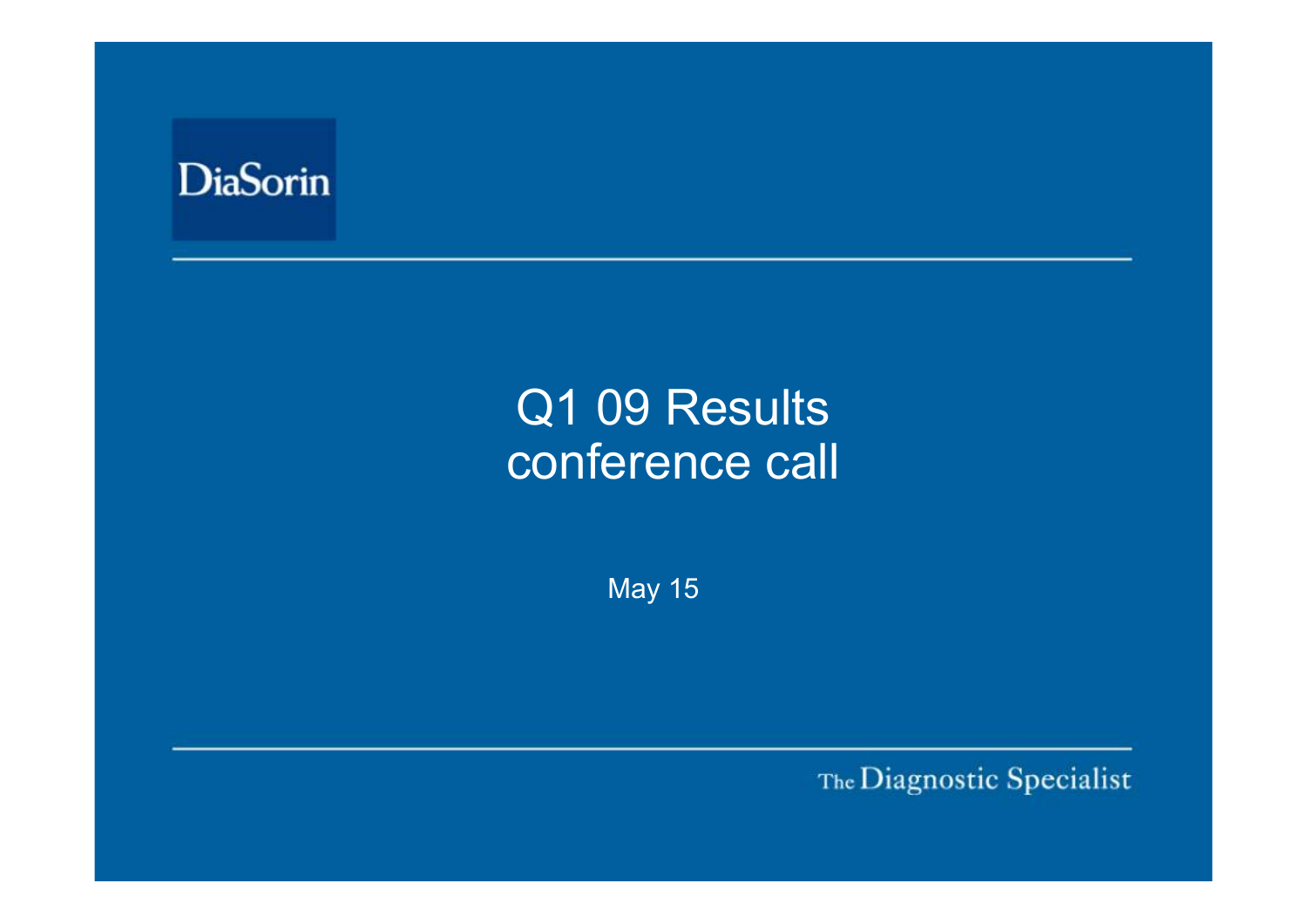DiaSorin

# Q1 09 Results conference call

May 15

The Diagnostic Specialist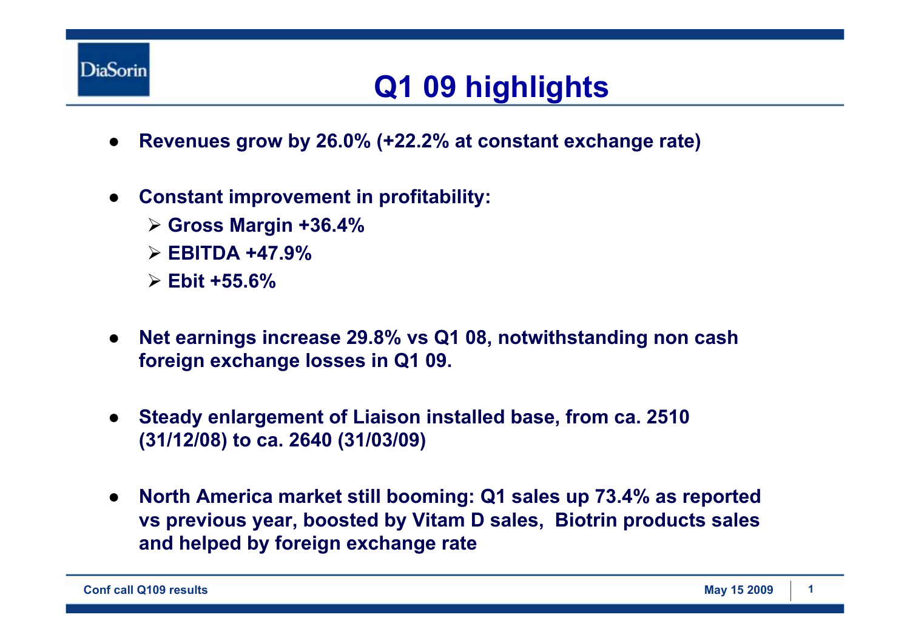# Q1 09 highlights

- **Revenues grow by 26.0% (+22.2% at constant exchange rate)**
- **Constant improvement in profitability:**
  - **Gross Margin +36.4%**
  - **EBITDA +47.9%**
  - **Ebit +55.6%**
- **Net earnings increase 29.8% vs Q1 08, notwithstanding non cash foreign exchange losses in Q1 09.**
- **Steady enlargement of Liaison installed base, from ca. 2510 (31/12/08) to ca. 2640 (31/03/09)**
- **North America market still booming: Q1 sales up 73.4% as reported vs previous year, boosted by Vitam D sales, Biotrin products sales and helped by foreign exchange rate**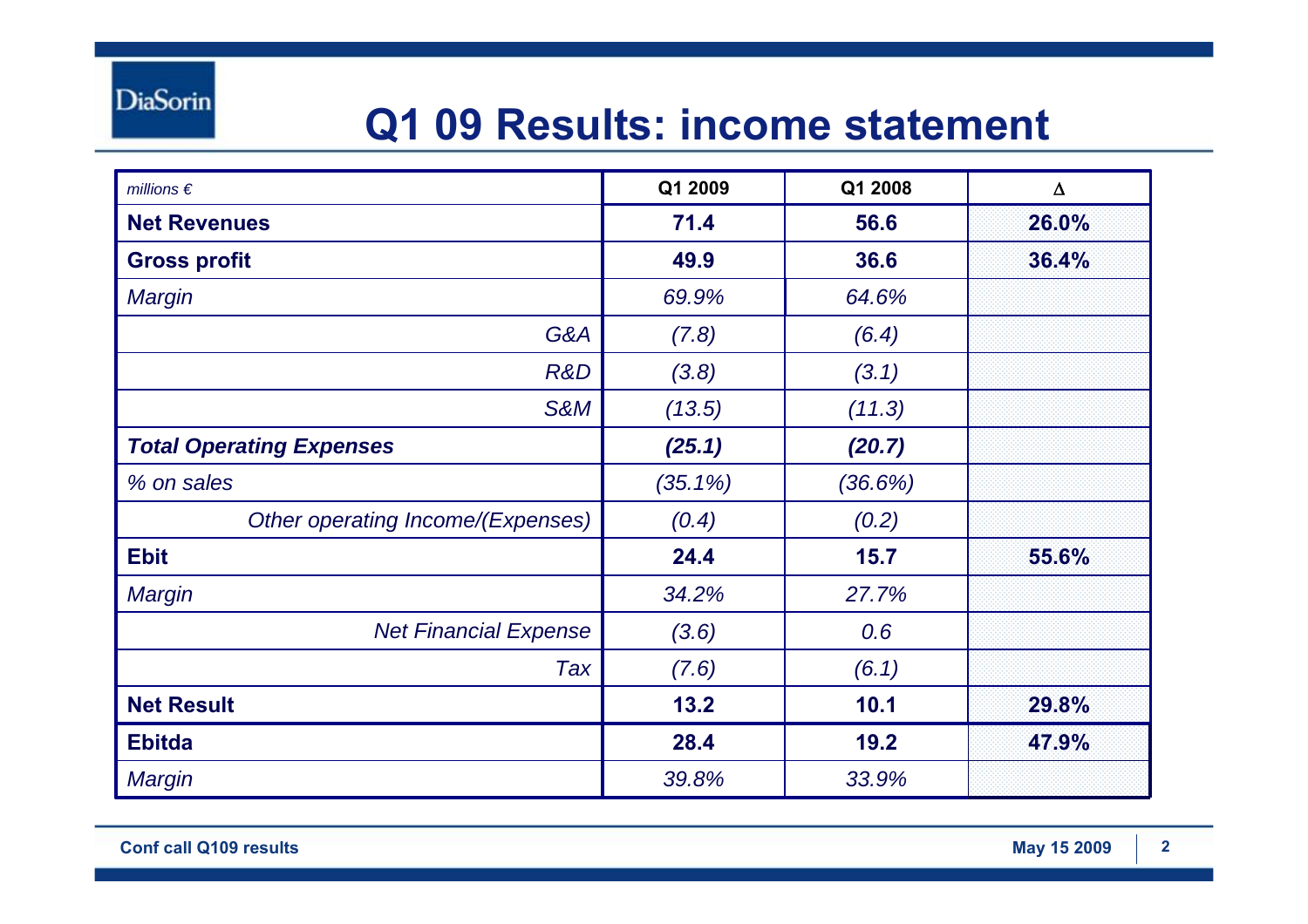# Q1 09 Results: income statement

| *millions €* | Q1 2009 | Q1 2008 | Δ |
|---|---|---|---|
| **Net Revenues** | **71.4** | **56.6** | **26.0%** |
| **Gross profit** | **49.9** | **36.6** | **36.4%** |
| *Margin* | *69.9%* | *64.6%* | |
| *G&A* | *(7.8)* | *(6.4)* | |
| *R&D* | *(3.8)* | *(3.1)* | |
| *S&M* | *(13.5)* | *(11.3)* | |
| ***Total Operating Expenses*** | ***(25.1)*** | ***(20.7)*** | |
| *% on sales* | *(35.1%)* | *(36.6%)* | |
| *Other operating Income/(Expenses)* | *(0.4)* | *(0.2)* | |
| **Ebit** | **24.4** | **15.7** | **55.6%** |
| *Margin* | *34.2%* | *27.7%* | |
| *Net Financial Expense* | *(3.6)* | *0.6* | |
| *Tax* | *(7.6)* | *(6.1)* | |
| **Net Result** | **13.2** | **10.1** | **29.8%** |
| **Ebitda** | **28.4** | **19.2** | **47.9%** |
| *Margin* | *39.8%* | *33.9%* | |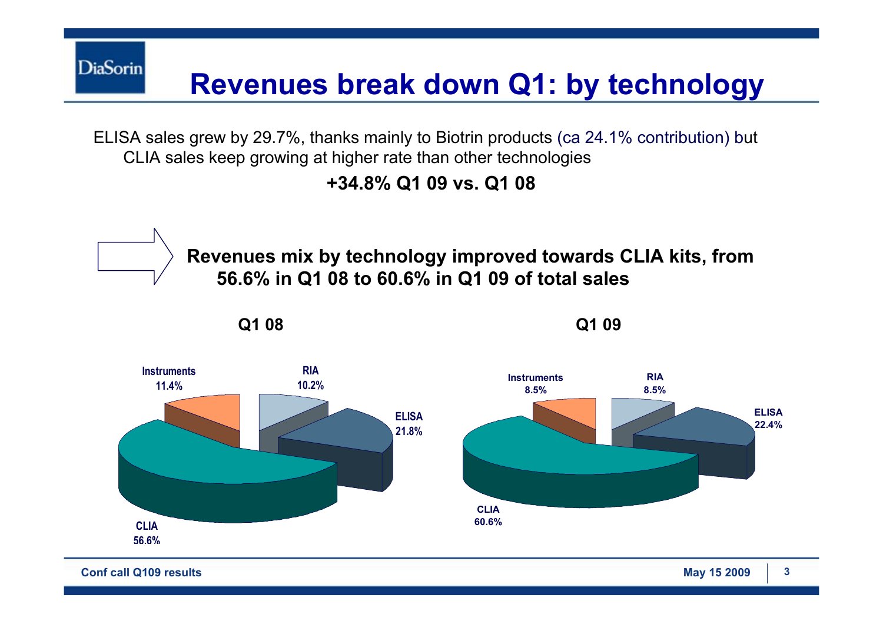# Revenues break down Q1: by technology

ELISA sales grew by 29.7%, thanks mainly to Biotrin products (ca 24.1% contribution) but CLIA sales keep growing at higher rate than other technologies

**+34.8% Q1 09 vs. Q1 08**

**Revenues mix by technology improved towards CLIA kits, from 56.6% in Q1 08 to 60.6% in Q1 09 of total sales**

| Technology | Q1 08 | Q1 09 |
|---|---|---|
| CLIA | 56.6% | 60.6% |
| ELISA | 21.8% | 22.4% |
| RIA | 10.2% | 8.5% |
| Instruments | 11.4% | 8.5% |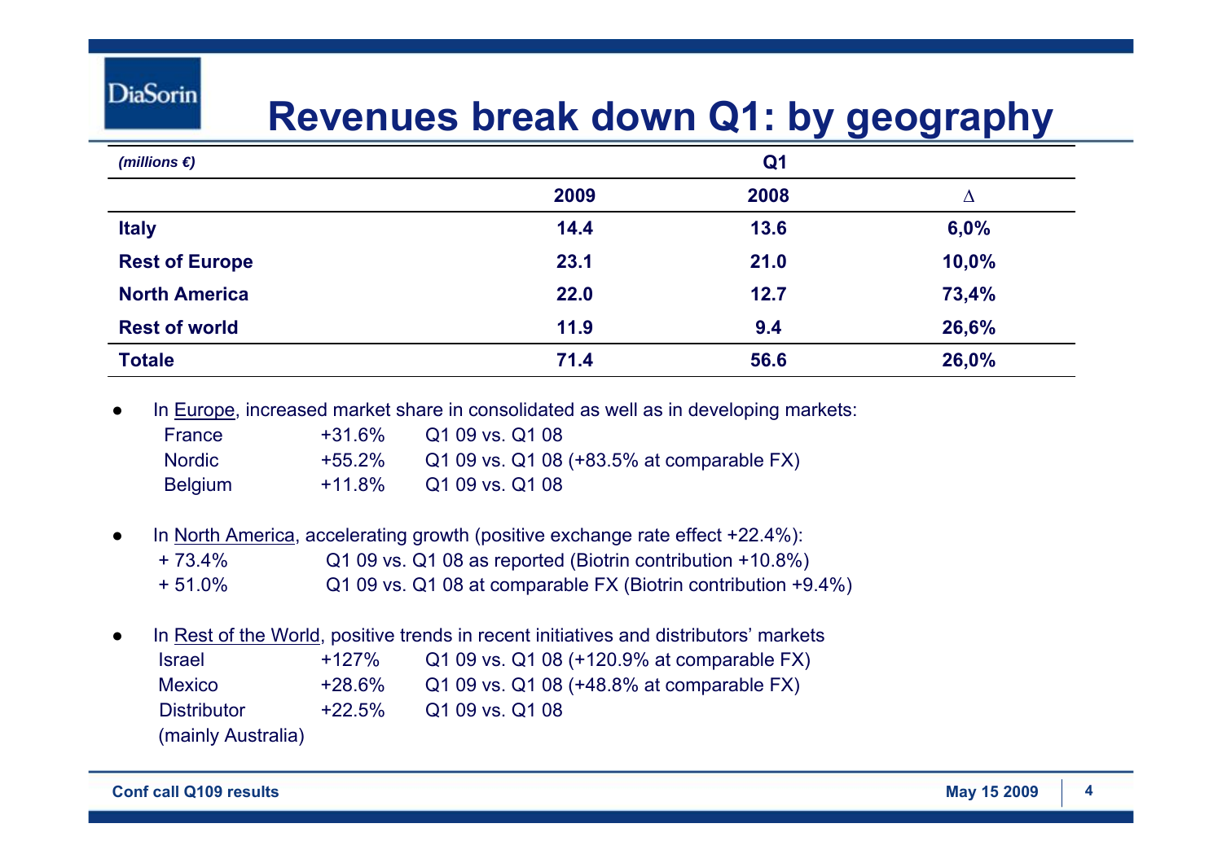# Revenues break down Q1: by geography

| *(millions €)* | Q1 | | |
|---|---|---|---|
| | **2009** | **2008** | **Δ** |
| **Italy** | **14.4** | **13.6** | **6,0%** |
| **Rest of Europe** | **23.1** | **21.0** | **10,0%** |
| **North America** | **22.0** | **12.7** | **73,4%** |
| **Rest of world** | **11.9** | **9.4** | **26,6%** |
| **Totale** | **71.4** | **56.6** | **26,0%** |

- In Europe, increased market share in consolidated as well as in developing markets:
  - France +31.6% Q1 09 vs. Q1 08
  - Nordic +55.2% Q1 09 vs. Q1 08 (+83.5% at comparable FX)
  - Belgium +11.8% Q1 09 vs. Q1 08

- In North America, accelerating growth (positive exchange rate effect +22.4%):
  - + 73.4% Q1 09 vs. Q1 08 as reported (Biotrin contribution +10.8%)
  - + 51.0% Q1 09 vs. Q1 08 at comparable FX (Biotrin contribution +9.4%)

- In Rest of the World, positive trends in recent initiatives and distributors' markets
  - Israel +127% Q1 09 vs. Q1 08 (+120.9% at comparable FX)
  - Mexico +28.6% Q1 09 vs. Q1 08 (+48.8% at comparable FX)
  - Distributor (mainly Australia) +22.5% Q1 09 vs. Q1 08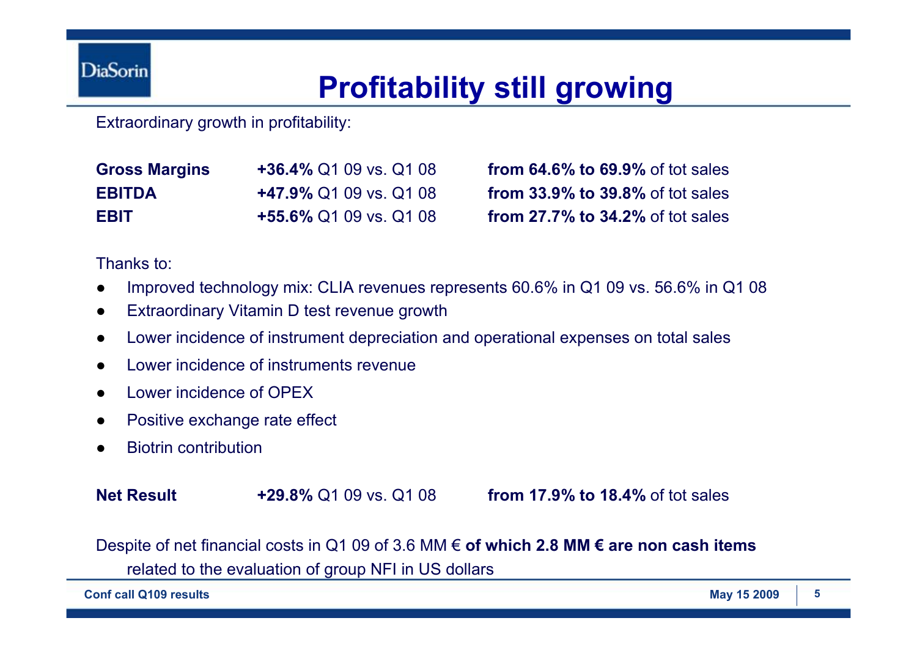# Profitability still growing

Extraordinary growth in profitability:

| | | |
|---|---|---|
| **Gross Margins** | **+36.4%** Q1 09 vs. Q1 08 | **from 64.6% to 69.9%** of tot sales |
| **EBITDA** | **+47.9%** Q1 09 vs. Q1 08 | **from 33.9% to 39.8%** of tot sales |
| **EBIT** | **+55.6%** Q1 09 vs. Q1 08 | **from 27.7% to 34.2%** of tot sales |

Thanks to:

- Improved technology mix: CLIA revenues represents 60.6% in Q1 09 vs. 56.6% in Q1 08
- Extraordinary Vitamin D test revenue growth
- Lower incidence of instrument depreciation and operational expenses on total sales
- Lower incidence of instruments revenue
- Lower incidence of OPEX
- Positive exchange rate effect
- Biotrin contribution

| | | |
|---|---|---|
| **Net Result** | **+29.8%** Q1 09 vs. Q1 08 | **from 17.9% to 18.4%** of tot sales |

Despite of net financial costs in Q1 09 of 3.6 MM € **of which 2.8 MM € are non cash items** related to the evaluation of group NFI in US dollars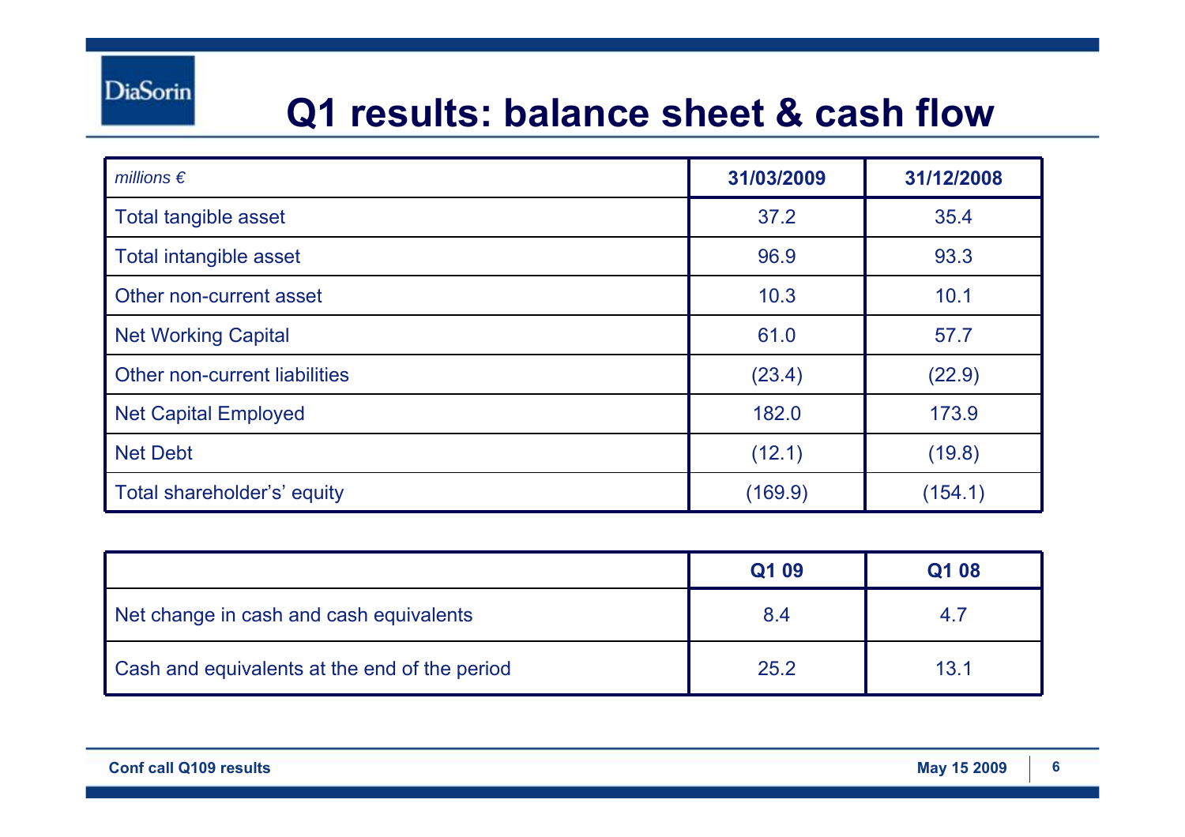# Q1 results: balance sheet & cash flow

| *millions €* | **31/03/2009** | **31/12/2008** |
|---|---|---|
| Total tangible asset | 37.2 | 35.4 |
| Total intangible asset | 96.9 | 93.3 |
| Other non-current asset | 10.3 | 10.1 |
| Net Working Capital | 61.0 | 57.7 |
| Other non-current liabilities | (23.4) | (22.9) |
| Net Capital Employed | 182.0 | 173.9 |
| Net Debt | (12.1) | (19.8) |
| Total shareholder's' equity | (169.9) | (154.1) |

| | **Q1 09** | **Q1 08** |
|---|---|---|
| Net change in cash and cash equivalents | 8.4 | 4.7 |
| Cash and equivalents at the end of the period | 25.2 | 13.1 |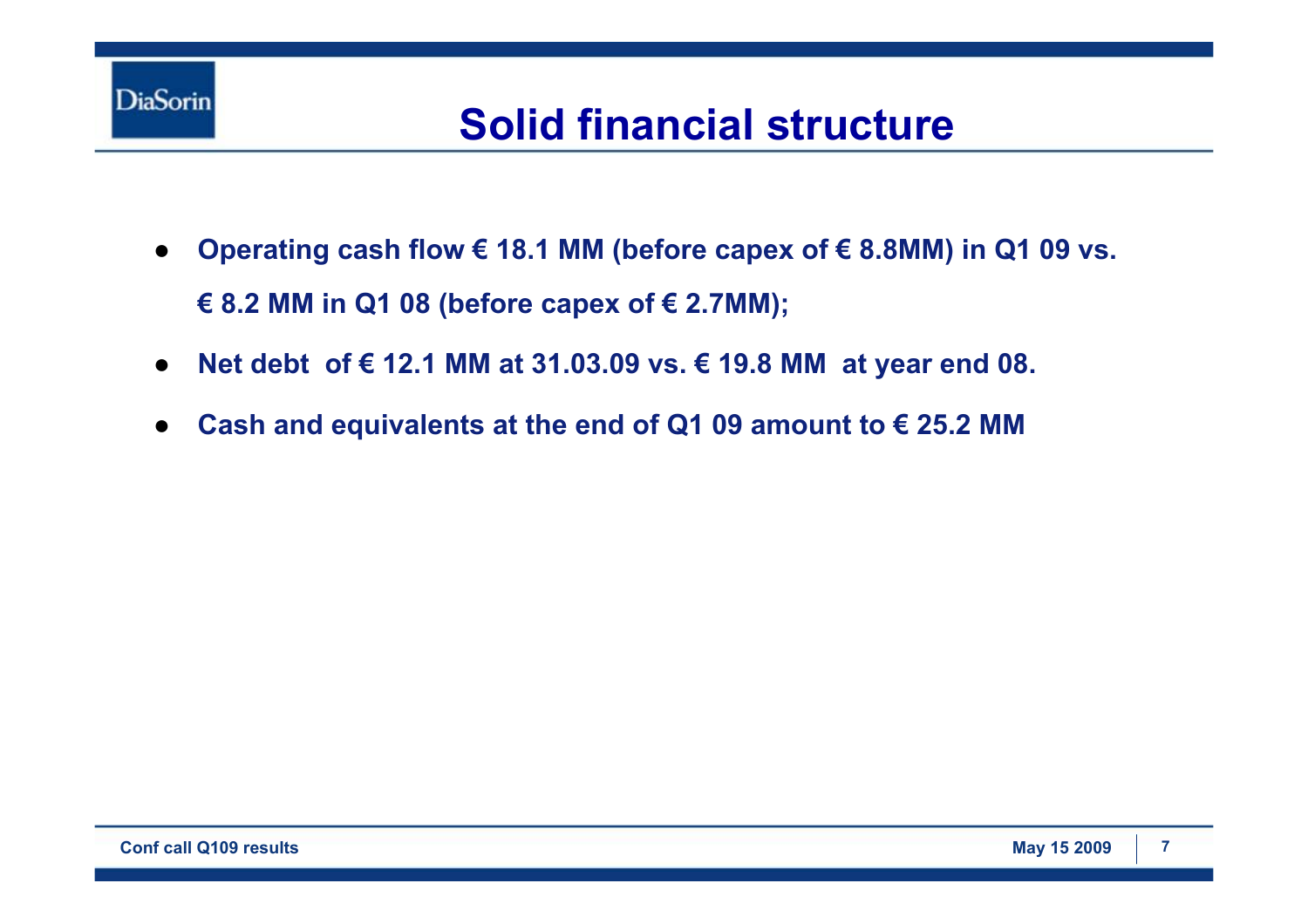# Solid financial structure

- **Operating cash flow € 18.1 MM (before capex of € 8.8MM) in Q1 09 vs. € 8.2 MM in Q1 08 (before capex of € 2.7MM);**
- **Net debt of € 12.1 MM at 31.03.09 vs. € 19.8 MM at year end 08.**
- **Cash and equivalents at the end of Q1 09 amount to € 25.2 MM**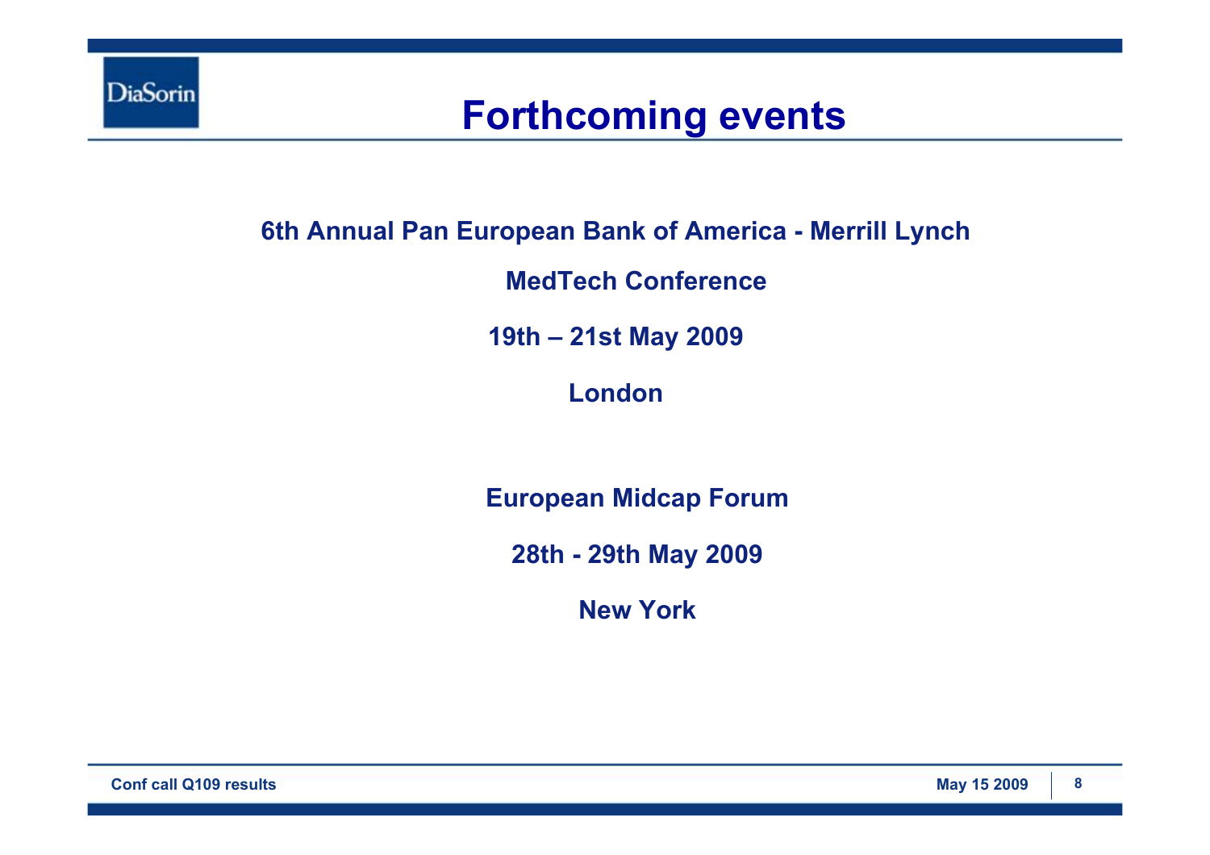# Forthcoming events

**6th Annual Pan European Bank of America - Merrill Lynch**

**MedTech Conference**

**19th – 21st May 2009**

**London**

**European Midcap Forum**

**28th - 29th May 2009**

**New York**